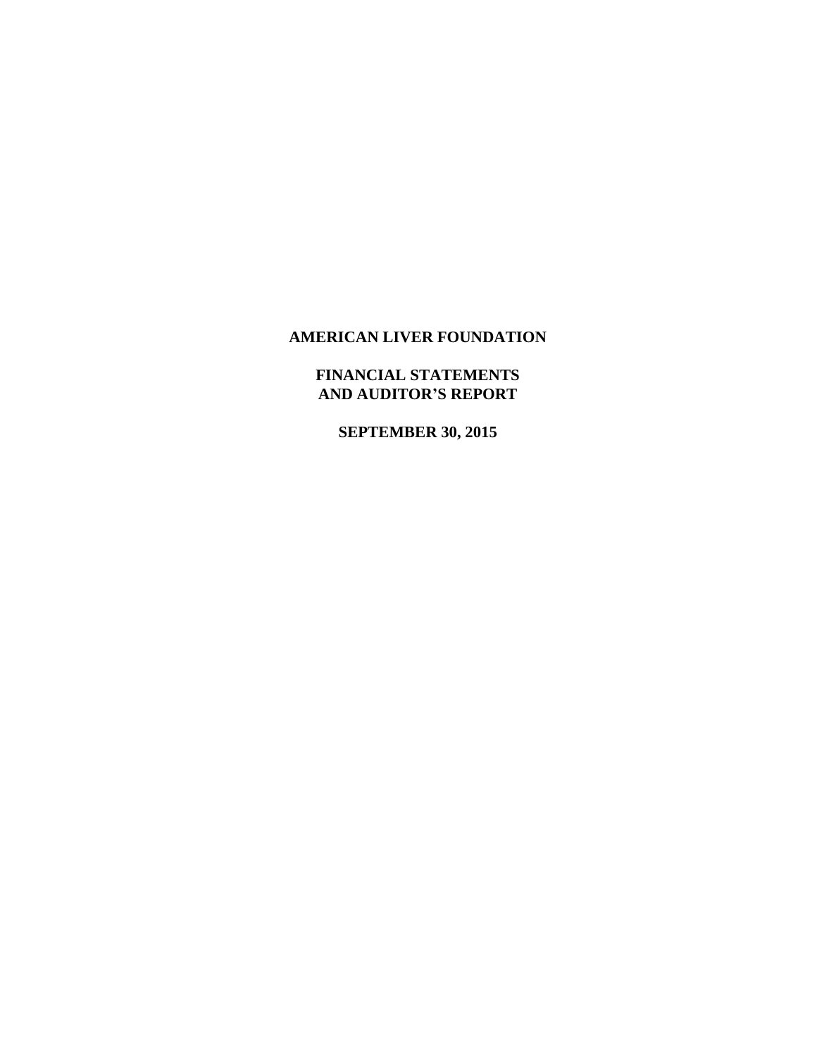# AMERICAN LIVER FOUNDATION

## FINANCIAL STATEMENTS
## AND AUDITOR'S REPORT

## SEPTEMBER 30, 2015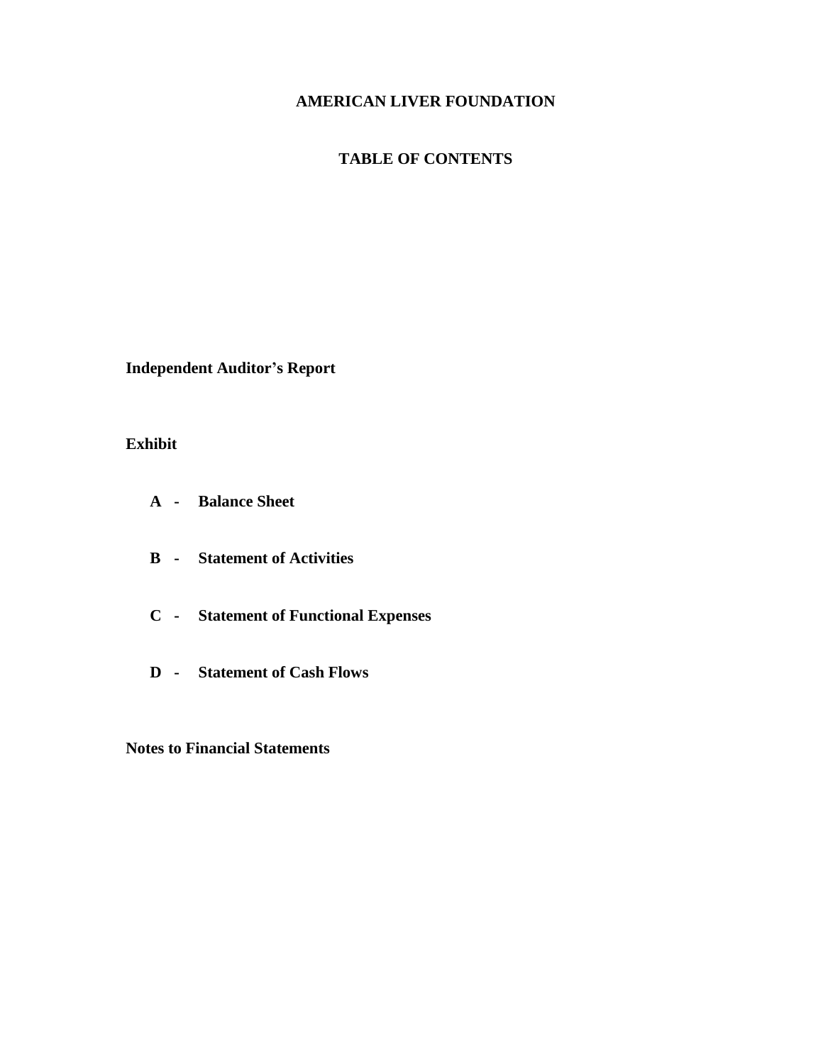# AMERICAN LIVER FOUNDATION

## TABLE OF CONTENTS

**Independent Auditor's Report**

**Exhibit**

- **A - Balance Sheet**
- **B - Statement of Activities**
- **C - Statement of Functional Expenses**
- **D - Statement of Cash Flows**

**Notes to Financial Statements**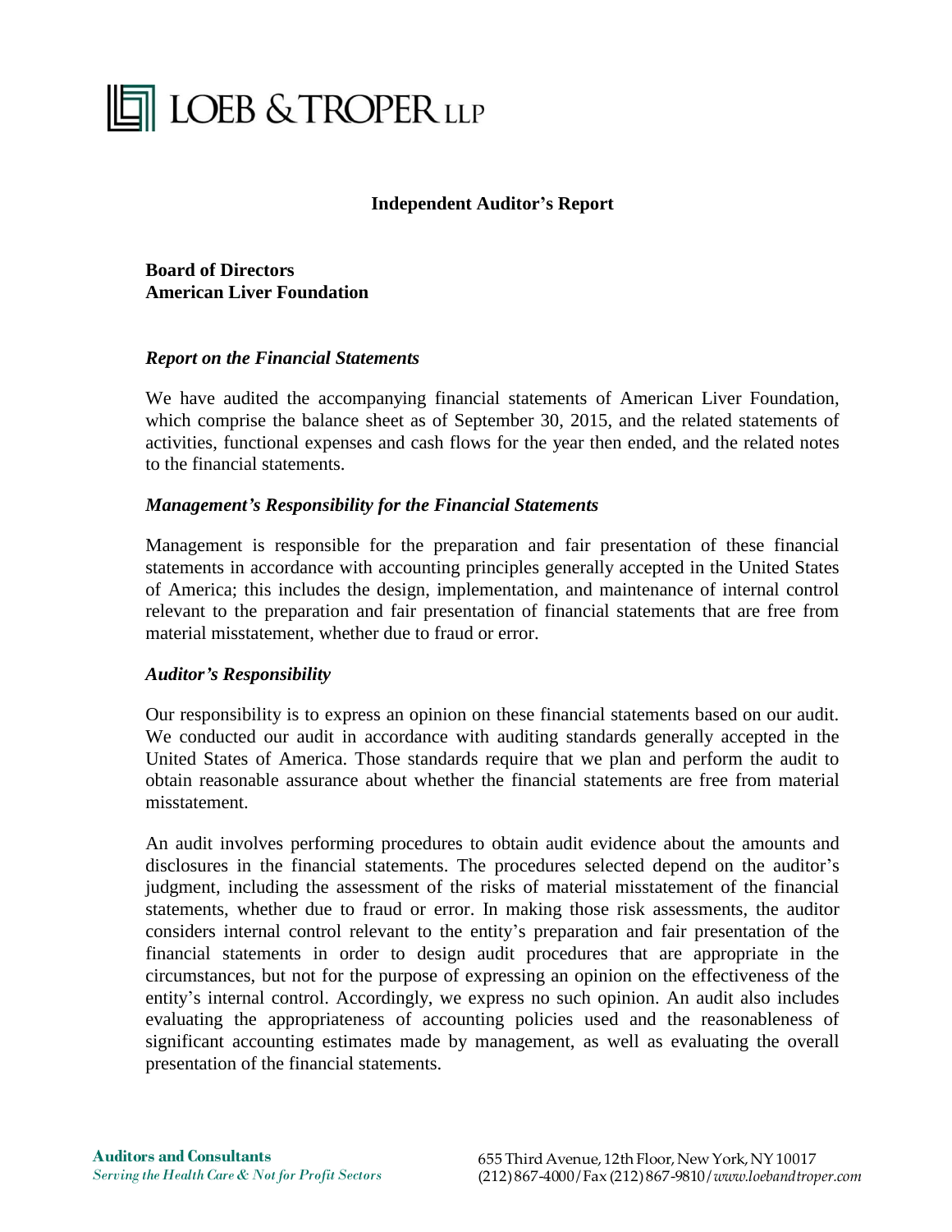# LOEB & TROPER LLP

## Independent Auditor's Report

**Board of Directors**
**American Liver Foundation**

### *Report on the Financial Statements*

We have audited the accompanying financial statements of American Liver Foundation, which comprise the balance sheet as of September 30, 2015, and the related statements of activities, functional expenses and cash flows for the year then ended, and the related notes to the financial statements.

### *Management's Responsibility for the Financial Statements*

Management is responsible for the preparation and fair presentation of these financial statements in accordance with accounting principles generally accepted in the United States of America; this includes the design, implementation, and maintenance of internal control relevant to the preparation and fair presentation of financial statements that are free from material misstatement, whether due to fraud or error.

### *Auditor's Responsibility*

Our responsibility is to express an opinion on these financial statements based on our audit. We conducted our audit in accordance with auditing standards generally accepted in the United States of America. Those standards require that we plan and perform the audit to obtain reasonable assurance about whether the financial statements are free from material misstatement.

An audit involves performing procedures to obtain audit evidence about the amounts and disclosures in the financial statements. The procedures selected depend on the auditor's judgment, including the assessment of the risks of material misstatement of the financial statements, whether due to fraud or error. In making those risk assessments, the auditor considers internal control relevant to the entity's preparation and fair presentation of the financial statements in order to design audit procedures that are appropriate in the circumstances, but not for the purpose of expressing an opinion on the effectiveness of the entity's internal control. Accordingly, we express no such opinion. An audit also includes evaluating the appropriateness of accounting policies used and the reasonableness of significant accounting estimates made by management, as well as evaluating the overall presentation of the financial statements.

**Auditors and Consultants**
*Serving the Health Care & Not for Profit Sectors*

655 Third Avenue, 12th Floor, New York, NY 10017
(212) 867-4000 / Fax (212) 867-9810 / *www.loebandtroper.com*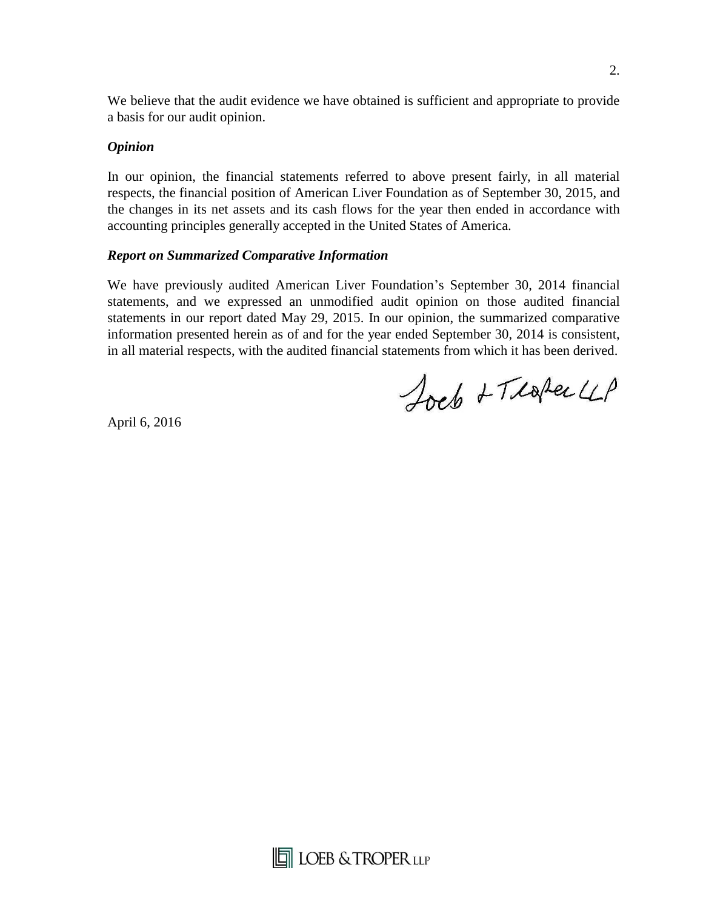We believe that the audit evidence we have obtained is sufficient and appropriate to provide a basis for our audit opinion.

***Opinion***

In our opinion, the financial statements referred to above present fairly, in all material respects, the financial position of American Liver Foundation as of September 30, 2015, and the changes in its net assets and its cash flows for the year then ended in accordance with accounting principles generally accepted in the United States of America.

***Report on Summarized Comparative Information***

We have previously audited American Liver Foundation's September 30, 2014 financial statements, and we expressed an unmodified audit opinion on those audited financial statements in our report dated May 29, 2015. In our opinion, the summarized comparative information presented herein as of and for the year ended September 30, 2014 is consistent, in all material respects, with the audited financial statements from which it has been derived.

Loeb & Troper LLP

April 6, 2016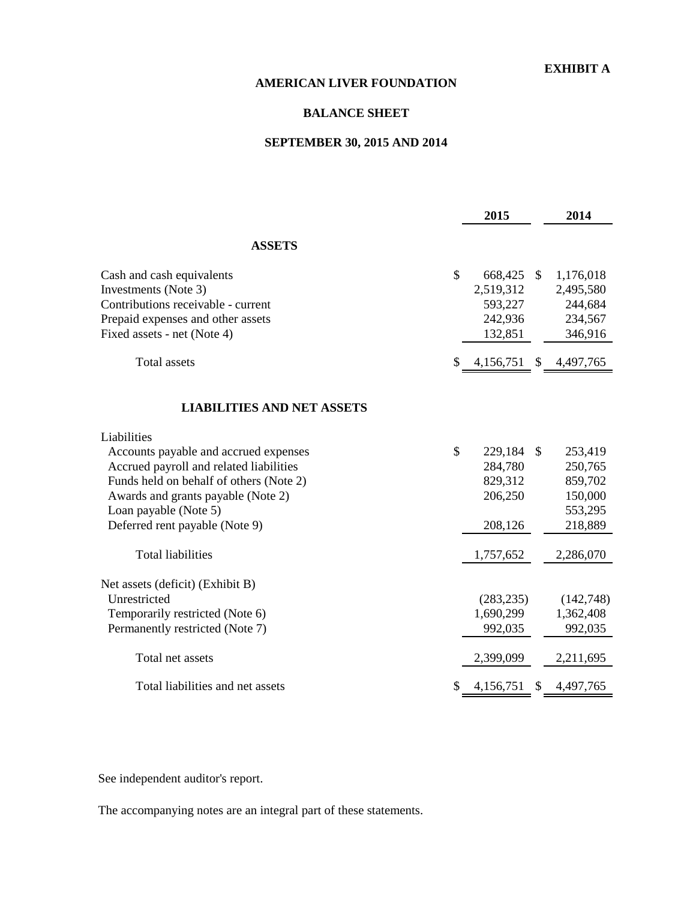**EXHIBIT A**

# AMERICAN LIVER FOUNDATION

## BALANCE SHEET

## SEPTEMBER 30, 2015 AND 2014

| | 2015 | 2014 |
|---|---|---|
| **ASSETS** | | |
| Cash and cash equivalents | $ 668,425 | $ 1,176,018 |
| Investments (Note 3) | 2,519,312 | 2,495,580 |
| Contributions receivable - current | 593,227 | 244,684 |
| Prepaid expenses and other assets | 242,936 | 234,567 |
| Fixed assets - net (Note 4) | 132,851 | 346,916 |
| Total assets | $ 4,156,751 | $ 4,497,765 |
| **LIABILITIES AND NET ASSETS** | | |
| Liabilities | | |
| Accounts payable and accrued expenses | $ 229,184 | $ 253,419 |
| Accrued payroll and related liabilities | 284,780 | 250,765 |
| Funds held on behalf of others (Note 2) | 829,312 | 859,702 |
| Awards and grants payable (Note 2) | 206,250 | 150,000 |
| Loan payable (Note 5) | | 553,295 |
| Deferred rent payable (Note 9) | 208,126 | 218,889 |
| Total liabilities | 1,757,652 | 2,286,070 |
| Net assets (deficit) (Exhibit B) | | |
| Unrestricted | (283,235) | (142,748) |
| Temporarily restricted (Note 6) | 1,690,299 | 1,362,408 |
| Permanently restricted (Note 7) | 992,035 | 992,035 |
| Total net assets | 2,399,099 | 2,211,695 |
| Total liabilities and net assets | $ 4,156,751 | $ 4,497,765 |

See independent auditor's report.

The accompanying notes are an integral part of these statements.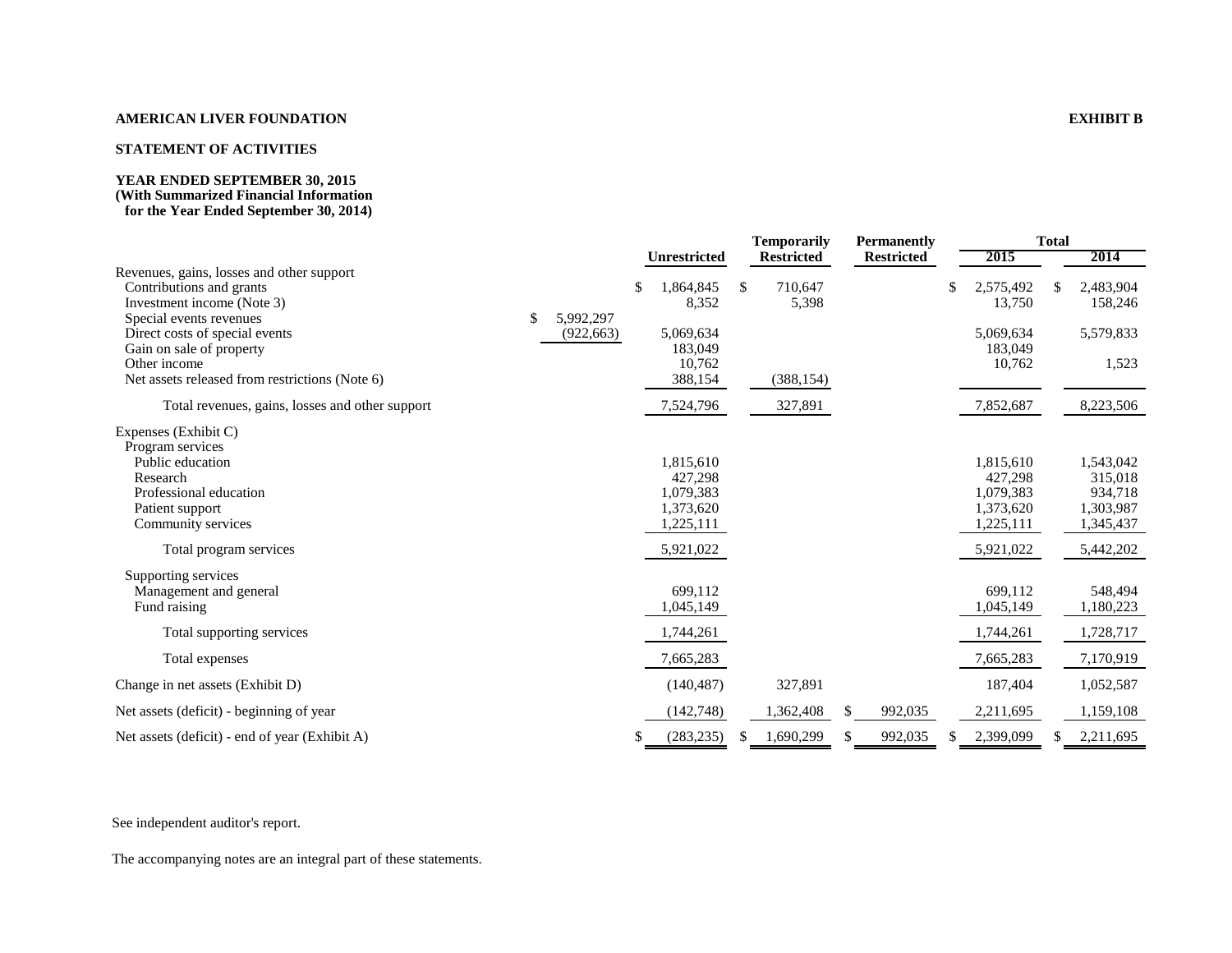**AMERICAN LIVER FOUNDATION** **EXHIBIT B**

**STATEMENT OF ACTIVITIES**

**YEAR ENDED SEPTEMBER 30, 2015**
**(With Summarized Financial Information for the Year Ended September 30, 2014)**

| | | Unrestricted | Temporarily Restricted | Permanently Restricted | Total 2015 | Total 2014 |
|---|---|---|---|---|---|---|
| Revenues, gains, losses and other support | | | | | | |
| Contributions and grants | | $ 1,864,845 | $ 710,647 | | $ 2,575,492 | $ 2,483,904 |
| Investment income (Note 3) | | 8,352 | 5,398 | | 13,750 | 158,246 |
| Special events revenues | $ 5,992,297 | | | | | |
| Direct costs of special events | (922,663) | 5,069,634 | | | 5,069,634 | 5,579,833 |
| Gain on sale of property | | 183,049 | | | 183,049 | |
| Other income | | 10,762 | | | 10,762 | 1,523 |
| Net assets released from restrictions (Note 6) | | 388,154 | (388,154) | | | |
| Total revenues, gains, losses and other support | | 7,524,796 | 327,891 | | 7,852,687 | 8,223,506 |
| Expenses (Exhibit C) | | | | | | |
| Program services | | | | | | |
| Public education | | 1,815,610 | | | 1,815,610 | 1,543,042 |
| Research | | 427,298 | | | 427,298 | 315,018 |
| Professional education | | 1,079,383 | | | 1,079,383 | 934,718 |
| Patient support | | 1,373,620 | | | 1,373,620 | 1,303,987 |
| Community services | | 1,225,111 | | | 1,225,111 | 1,345,437 |
| Total program services | | 5,921,022 | | | 5,921,022 | 5,442,202 |
| Supporting services | | | | | | |
| Management and general | | 699,112 | | | 699,112 | 548,494 |
| Fund raising | | 1,045,149 | | | 1,045,149 | 1,180,223 |
| Total supporting services | | 1,744,261 | | | 1,744,261 | 1,728,717 |
| Total expenses | | 7,665,283 | | | 7,665,283 | 7,170,919 |
| Change in net assets (Exhibit D) | | (140,487) | 327,891 | | 187,404 | 1,052,587 |
| Net assets (deficit) - beginning of year | | (142,748) | 1,362,408 | $ 992,035 | 2,211,695 | 1,159,108 |
| Net assets (deficit) - end of year (Exhibit A) | | $ (283,235) | $ 1,690,299 | $ 992,035 | $ 2,399,099 | $ 2,211,695 |

See independent auditor's report.

The accompanying notes are an integral part of these statements.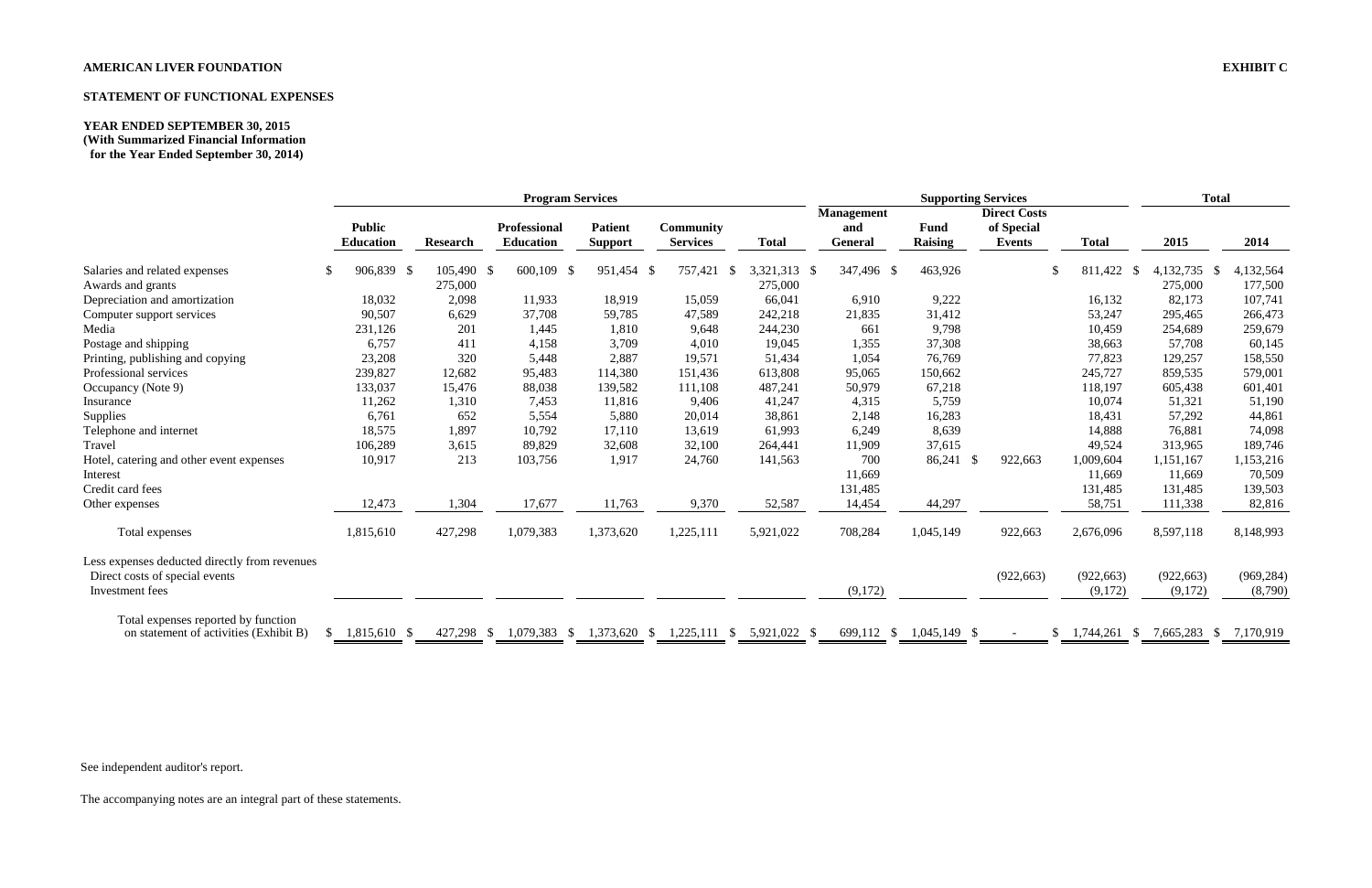**AMERICAN LIVER FOUNDATION** **EXHIBIT C**

**STATEMENT OF FUNCTIONAL EXPENSES**

**YEAR ENDED SEPTEMBER 30, 2015**
**(With Summarized Financial Information for the Year Ended September 30, 2014)**

| | Program Services | | | | | | Supporting Services | | | | Total | |
|---|---|---|---|---|---|---|---|---|---|---|---|---|
| | Public Education | Research | Professional Education | Patient Support | Community Services | Total | Management and General | Fund Raising | Direct Costs of Special Events | Total | 2015 | 2014 |
| Salaries and related expenses | $ 906,839 | $ 105,490 | $ 600,109 | $ 951,454 | $ 757,421 | $ 3,321,313 | $ 347,496 | $ 463,926 | | $ 811,422 | $ 4,132,735 | $ 4,132,564 |
| Awards and grants | | 275,000 | | | | 275,000 | | | | | 275,000 | 177,500 |
| Depreciation and amortization | 18,032 | 2,098 | 11,933 | 18,919 | 15,059 | 66,041 | 6,910 | 9,222 | | 16,132 | 82,173 | 107,741 |
| Computer support services | 90,507 | 6,629 | 37,708 | 59,785 | 47,589 | 242,218 | 21,835 | 31,412 | | 53,247 | 295,465 | 266,473 |
| Media | 231,126 | 201 | 1,445 | 1,810 | 9,648 | 244,230 | 661 | 9,798 | | 10,459 | 254,689 | 259,679 |
| Postage and shipping | 6,757 | 411 | 4,158 | 3,709 | 4,010 | 19,045 | 1,355 | 37,308 | | 38,663 | 57,708 | 60,145 |
| Printing, publishing and copying | 23,208 | 320 | 5,448 | 2,887 | 19,571 | 51,434 | 1,054 | 76,769 | | 77,823 | 129,257 | 158,550 |
| Professional services | 239,827 | 12,682 | 95,483 | 114,380 | 151,436 | 613,808 | 95,065 | 150,662 | | 245,727 | 859,535 | 579,001 |
| Occupancy (Note 9) | 133,037 | 15,476 | 88,038 | 139,582 | 111,108 | 487,241 | 50,979 | 67,218 | | 118,197 | 605,438 | 601,401 |
| Insurance | 11,262 | 1,310 | 7,453 | 11,816 | 9,406 | 41,247 | 4,315 | 5,759 | | 10,074 | 51,321 | 51,190 |
| Supplies | 6,761 | 652 | 5,554 | 5,880 | 20,014 | 38,861 | 2,148 | 16,283 | | 18,431 | 57,292 | 44,861 |
| Telephone and internet | 18,575 | 1,897 | 10,792 | 17,110 | 13,619 | 61,993 | 6,249 | 8,639 | | 14,888 | 76,881 | 74,098 |
| Travel | 106,289 | 3,615 | 89,829 | 32,608 | 32,100 | 264,441 | 11,909 | 37,615 | | 49,524 | 313,965 | 189,746 |
| Hotel, catering and other event expenses | 10,917 | 213 | 103,756 | 1,917 | 24,760 | 141,563 | 700 | 86,241 | $ 922,663 | 1,009,604 | 1,151,167 | 1,153,216 |
| Interest | | | | | | | 11,669 | | | 11,669 | 11,669 | 70,509 |
| Credit card fees | | | | | | | 131,485 | | | 131,485 | 131,485 | 139,503 |
| Other expenses | 12,473 | 1,304 | 17,677 | 11,763 | 9,370 | 52,587 | 14,454 | 44,297 | | 58,751 | 111,338 | 82,816 |
| Total expenses | 1,815,610 | 427,298 | 1,079,383 | 1,373,620 | 1,225,111 | 5,921,022 | 708,284 | 1,045,149 | 922,663 | 2,676,096 | 8,597,118 | 8,148,993 |
| Less expenses deducted directly from revenues | | | | | | | | | | | | |
| Direct costs of special events | | | | | | | | | (922,663) | (922,663) | (922,663) | (969,284) |
| Investment fees | | | | | | | (9,172) | | | (9,172) | (9,172) | (8,790) |
| Total expenses reported by function on statement of activities (Exhibit B) | $ 1,815,610 | $ 427,298 | $ 1,079,383 | $ 1,373,620 | $ 1,225,111 | $ 5,921,022 | $ 699,112 | $ 1,045,149 | $ - | $ 1,744,261 | $ 7,665,283 | $ 7,170,919 |

See independent auditor's report.

The accompanying notes are an integral part of these statements.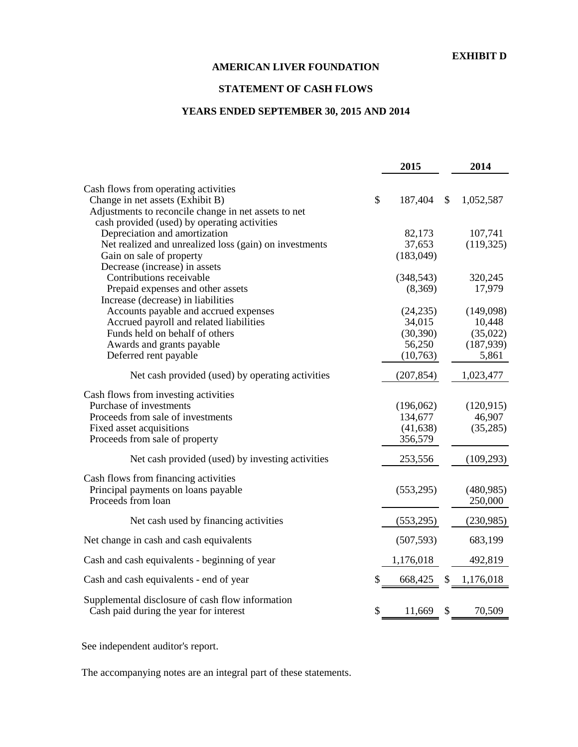**EXHIBIT D**

# AMERICAN LIVER FOUNDATION

## STATEMENT OF CASH FLOWS

## YEARS ENDED SEPTEMBER 30, 2015 AND 2014

| | 2015 | 2014 |
|---|---|---|
| Cash flows from operating activities | | |
| Change in net assets (Exhibit B) | $ 187,404 | $ 1,052,587 |
| Adjustments to reconcile change in net assets to net cash provided (used) by operating activities | | |
| Depreciation and amortization | 82,173 | 107,741 |
| Net realized and unrealized loss (gain) on investments | 37,653 | (119,325) |
| Gain on sale of property | (183,049) | |
| Decrease (increase) in assets | | |
| Contributions receivable | (348,543) | 320,245 |
| Prepaid expenses and other assets | (8,369) | 17,979 |
| Increase (decrease) in liabilities | | |
| Accounts payable and accrued expenses | (24,235) | (149,098) |
| Accrued payroll and related liabilities | 34,015 | 10,448 |
| Funds held on behalf of others | (30,390) | (35,022) |
| Awards and grants payable | 56,250 | (187,939) |
| Deferred rent payable | (10,763) | 5,861 |
| Net cash provided (used) by operating activities | (207,854) | 1,023,477 |
| Cash flows from investing activities | | |
| Purchase of investments | (196,062) | (120,915) |
| Proceeds from sale of investments | 134,677 | 46,907 |
| Fixed asset acquisitions | (41,638) | (35,285) |
| Proceeds from sale of property | 356,579 | |
| Net cash provided (used) by investing activities | 253,556 | (109,293) |
| Cash flows from financing activities | | |
| Principal payments on loans payable | (553,295) | (480,985) |
| Proceeds from loan | | 250,000 |
| Net cash used by financing activities | (553,295) | (230,985) |
| Net change in cash and cash equivalents | (507,593) | 683,199 |
| Cash and cash equivalents - beginning of year | 1,176,018 | 492,819 |
| Cash and cash equivalents - end of year | $ 668,425 | $ 1,176,018 |
| Supplemental disclosure of cash flow information | | |
| Cash paid during the year for interest | $ 11,669 | $ 70,509 |

See independent auditor's report.

The accompanying notes are an integral part of these statements.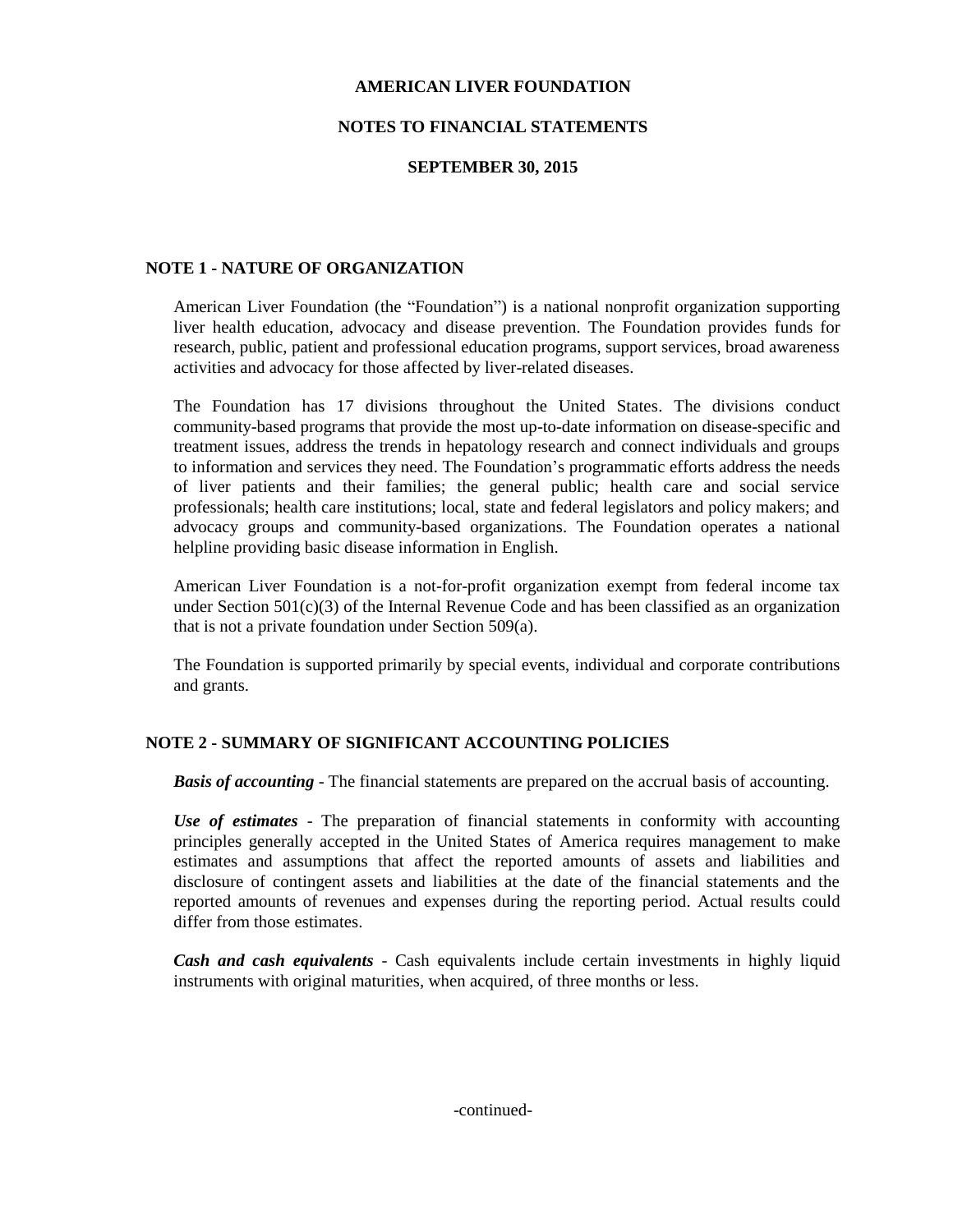# AMERICAN LIVER FOUNDATION

## NOTES TO FINANCIAL STATEMENTS

### SEPTEMBER 30, 2015

## NOTE 1 - NATURE OF ORGANIZATION

American Liver Foundation (the "Foundation") is a national nonprofit organization supporting liver health education, advocacy and disease prevention. The Foundation provides funds for research, public, patient and professional education programs, support services, broad awareness activities and advocacy for those affected by liver-related diseases.

The Foundation has 17 divisions throughout the United States. The divisions conduct community-based programs that provide the most up-to-date information on disease-specific and treatment issues, address the trends in hepatology research and connect individuals and groups to information and services they need. The Foundation's programmatic efforts address the needs of liver patients and their families; the general public; health care and social service professionals; health care institutions; local, state and federal legislators and policy makers; and advocacy groups and community-based organizations. The Foundation operates a national helpline providing basic disease information in English.

American Liver Foundation is a not-for-profit organization exempt from federal income tax under Section 501(c)(3) of the Internal Revenue Code and has been classified as an organization that is not a private foundation under Section 509(a).

The Foundation is supported primarily by special events, individual and corporate contributions and grants.

## NOTE 2 - SUMMARY OF SIGNIFICANT ACCOUNTING POLICIES

***Basis of accounting*** - The financial statements are prepared on the accrual basis of accounting.

***Use of estimates*** - The preparation of financial statements in conformity with accounting principles generally accepted in the United States of America requires management to make estimates and assumptions that affect the reported amounts of assets and liabilities and disclosure of contingent assets and liabilities at the date of the financial statements and the reported amounts of revenues and expenses during the reporting period. Actual results could differ from those estimates.

***Cash and cash equivalents*** - Cash equivalents include certain investments in highly liquid instruments with original maturities, when acquired, of three months or less.

-continued-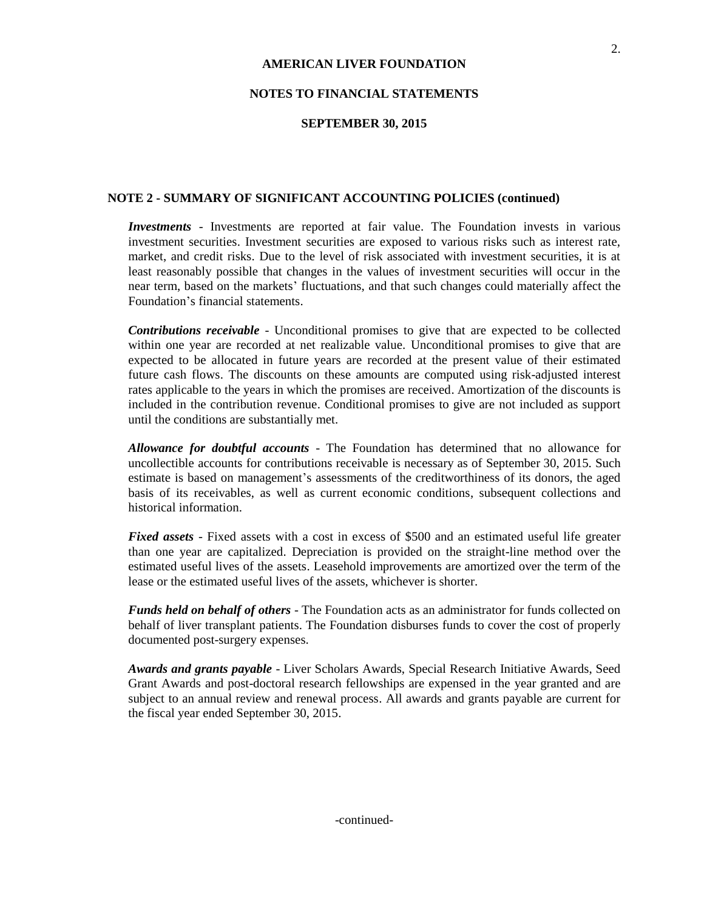**AMERICAN LIVER FOUNDATION**

**NOTES TO FINANCIAL STATEMENTS**

**SEPTEMBER 30, 2015**

## NOTE 2 - SUMMARY OF SIGNIFICANT ACCOUNTING POLICIES (continued)

***Investments*** - Investments are reported at fair value. The Foundation invests in various investment securities. Investment securities are exposed to various risks such as interest rate, market, and credit risks. Due to the level of risk associated with investment securities, it is at least reasonably possible that changes in the values of investment securities will occur in the near term, based on the markets' fluctuations, and that such changes could materially affect the Foundation's financial statements.

***Contributions receivable*** - Unconditional promises to give that are expected to be collected within one year are recorded at net realizable value. Unconditional promises to give that are expected to be allocated in future years are recorded at the present value of their estimated future cash flows. The discounts on these amounts are computed using risk-adjusted interest rates applicable to the years in which the promises are received. Amortization of the discounts is included in the contribution revenue. Conditional promises to give are not included as support until the conditions are substantially met.

***Allowance for doubtful accounts*** - The Foundation has determined that no allowance for uncollectible accounts for contributions receivable is necessary as of September 30, 2015. Such estimate is based on management's assessments of the creditworthiness of its donors, the aged basis of its receivables, as well as current economic conditions, subsequent collections and historical information.

***Fixed assets*** - Fixed assets with a cost in excess of $500 and an estimated useful life greater than one year are capitalized. Depreciation is provided on the straight-line method over the estimated useful lives of the assets. Leasehold improvements are amortized over the term of the lease or the estimated useful lives of the assets, whichever is shorter.

***Funds held on behalf of others*** - The Foundation acts as an administrator for funds collected on behalf of liver transplant patients. The Foundation disburses funds to cover the cost of properly documented post-surgery expenses.

***Awards and grants payable*** - Liver Scholars Awards, Special Research Initiative Awards, Seed Grant Awards and post-doctoral research fellowships are expensed in the year granted and are subject to an annual review and renewal process. All awards and grants payable are current for the fiscal year ended September 30, 2015.

-continued-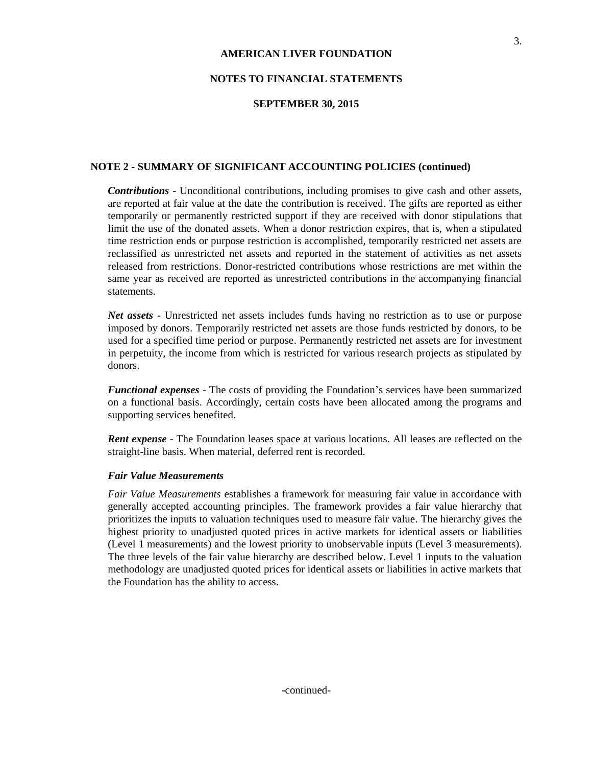## NOTE 2 - SUMMARY OF SIGNIFICANT ACCOUNTING POLICIES (continued)

***Contributions*** - Unconditional contributions, including promises to give cash and other assets, are reported at fair value at the date the contribution is received. The gifts are reported as either temporarily or permanently restricted support if they are received with donor stipulations that limit the use of the donated assets. When a donor restriction expires, that is, when a stipulated time restriction ends or purpose restriction is accomplished, temporarily restricted net assets are reclassified as unrestricted net assets and reported in the statement of activities as net assets released from restrictions. Donor-restricted contributions whose restrictions are met within the same year as received are reported as unrestricted contributions in the accompanying financial statements.

***Net assets*** - Unrestricted net assets includes funds having no restriction as to use or purpose imposed by donors. Temporarily restricted net assets are those funds restricted by donors, to be used for a specified time period or purpose. Permanently restricted net assets are for investment in perpetuity, the income from which is restricted for various research projects as stipulated by donors.

***Functional expenses*** - The costs of providing the Foundation's services have been summarized on a functional basis. Accordingly, certain costs have been allocated among the programs and supporting services benefited.

***Rent expense*** - The Foundation leases space at various locations. All leases are reflected on the straight-line basis. When material, deferred rent is recorded.

***Fair Value Measurements***

*Fair Value Measurements* establishes a framework for measuring fair value in accordance with generally accepted accounting principles. The framework provides a fair value hierarchy that prioritizes the inputs to valuation techniques used to measure fair value. The hierarchy gives the highest priority to unadjusted quoted prices in active markets for identical assets or liabilities (Level 1 measurements) and the lowest priority to unobservable inputs (Level 3 measurements). The three levels of the fair value hierarchy are described below. Level 1 inputs to the valuation methodology are unadjusted quoted prices for identical assets or liabilities in active markets that the Foundation has the ability to access.

-continued-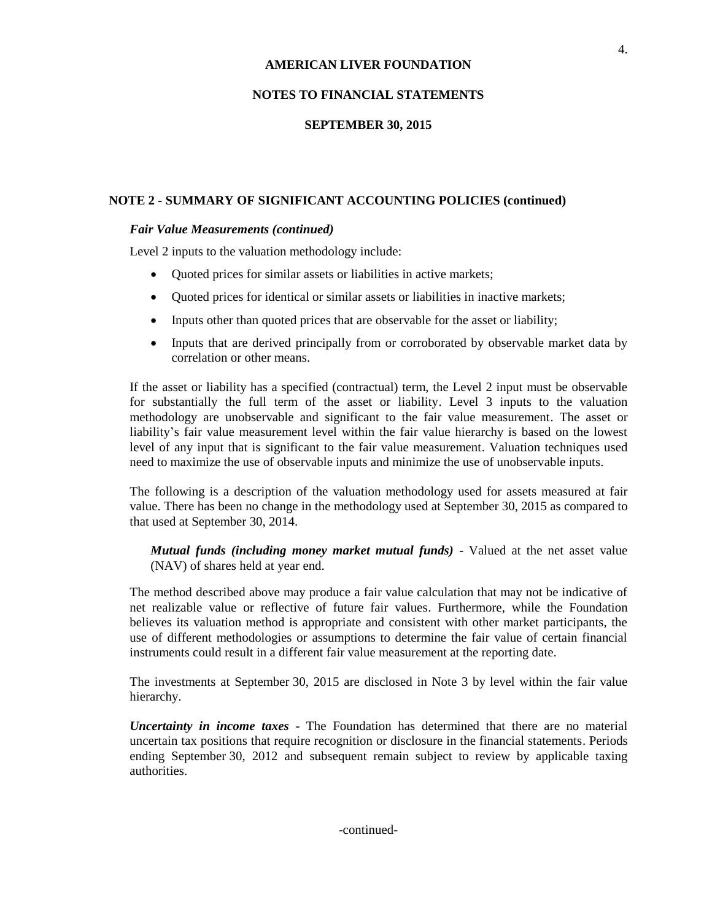## NOTE 2 - SUMMARY OF SIGNIFICANT ACCOUNTING POLICIES (continued)

***Fair Value Measurements (continued)***

Level 2 inputs to the valuation methodology include:

- Quoted prices for similar assets or liabilities in active markets;
- Quoted prices for identical or similar assets or liabilities in inactive markets;
- Inputs other than quoted prices that are observable for the asset or liability;
- Inputs that are derived principally from or corroborated by observable market data by correlation or other means.

If the asset or liability has a specified (contractual) term, the Level 2 input must be observable for substantially the full term of the asset or liability. Level 3 inputs to the valuation methodology are unobservable and significant to the fair value measurement. The asset or liability's fair value measurement level within the fair value hierarchy is based on the lowest level of any input that is significant to the fair value measurement. Valuation techniques used need to maximize the use of observable inputs and minimize the use of unobservable inputs.

The following is a description of the valuation methodology used for assets measured at fair value. There has been no change in the methodology used at September 30, 2015 as compared to that used at September 30, 2014.

***Mutual funds (including money market mutual funds)*** - Valued at the net asset value (NAV) of shares held at year end.

The method described above may produce a fair value calculation that may not be indicative of net realizable value or reflective of future fair values. Furthermore, while the Foundation believes its valuation method is appropriate and consistent with other market participants, the use of different methodologies or assumptions to determine the fair value of certain financial instruments could result in a different fair value measurement at the reporting date.

The investments at September 30, 2015 are disclosed in Note 3 by level within the fair value hierarchy.

***Uncertainty in income taxes*** - The Foundation has determined that there are no material uncertain tax positions that require recognition or disclosure in the financial statements. Periods ending September 30, 2012 and subsequent remain subject to review by applicable taxing authorities.

-continued-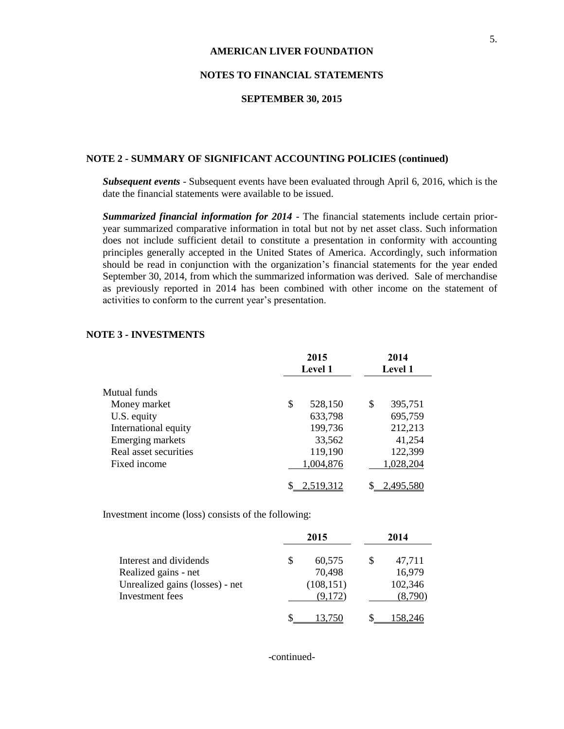**AMERICAN LIVER FOUNDATION**

**NOTES TO FINANCIAL STATEMENTS**

**SEPTEMBER 30, 2015**

**NOTE 2 - SUMMARY OF SIGNIFICANT ACCOUNTING POLICIES (continued)**

***Subsequent events*** - Subsequent events have been evaluated through April 6, 2016, which is the date the financial statements were available to be issued.

***Summarized financial information for 2014*** - The financial statements include certain prior-year summarized comparative information in total but not by net asset class. Such information does not include sufficient detail to constitute a presentation in conformity with accounting principles generally accepted in the United States of America. Accordingly, such information should be read in conjunction with the organization's financial statements for the year ended September 30, 2014, from which the summarized information was derived. Sale of merchandise as previously reported in 2014 has been combined with other income on the statement of activities to conform to the current year's presentation.

**NOTE 3 - INVESTMENTS**

| | 2015 Level 1 | 2014 Level 1 |
|---|---|---|
| Mutual funds | | |
| Money market | $ 528,150 | $ 395,751 |
| U.S. equity | 633,798 | 695,759 |
| International equity | 199,736 | 212,213 |
| Emerging markets | 33,562 | 41,254 |
| Real asset securities | 119,190 | 122,399 |
| Fixed income | 1,004,876 | 1,028,204 |
| | $ 2,519,312 | $ 2,495,580 |

Investment income (loss) consists of the following:

| | 2015 | 2014 |
|---|---|---|
| Interest and dividends | $ 60,575 | $ 47,711 |
| Realized gains - net | 70,498 | 16,979 |
| Unrealized gains (losses) - net | (108,151) | 102,346 |
| Investment fees | (9,172) | (8,790) |
| | $ 13,750 | $ 158,246 |

-continued-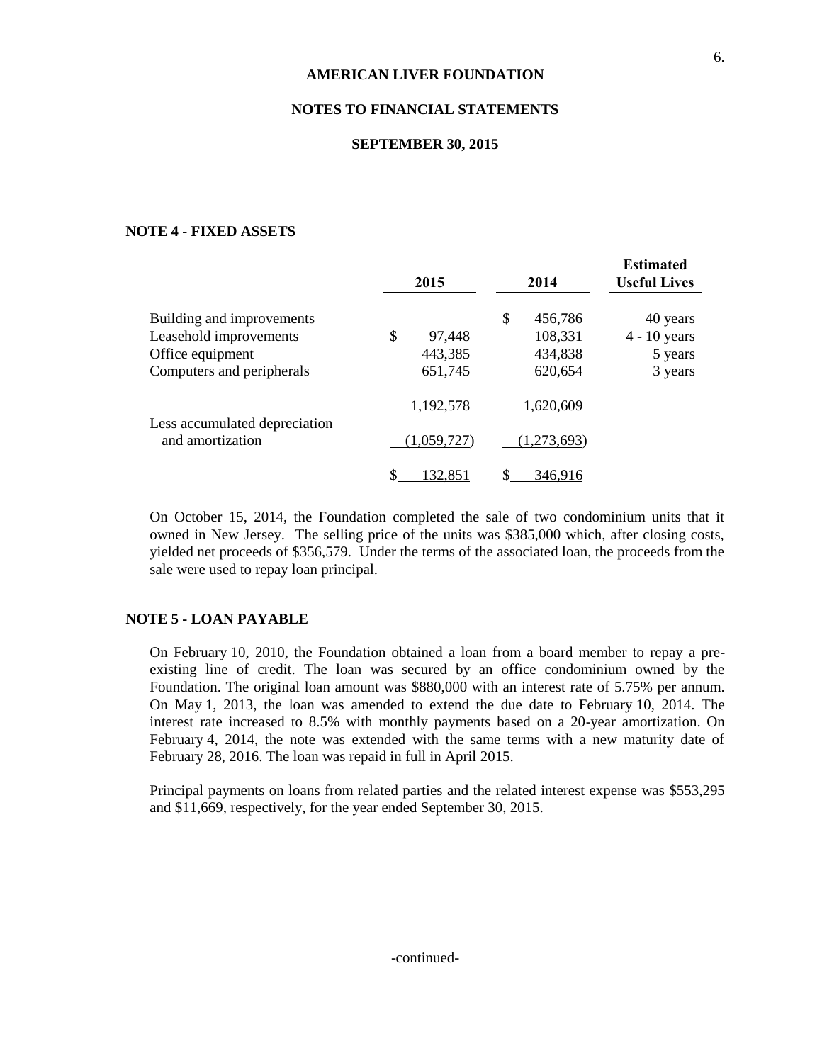**AMERICAN LIVER FOUNDATION**

**NOTES TO FINANCIAL STATEMENTS**

**SEPTEMBER 30, 2015**

## NOTE 4 - FIXED ASSETS

| | 2015 | 2014 | Estimated Useful Lives |
|---|---|---|---|
| Building and improvements | | $ 456,786 | 40 years |
| Leasehold improvements | $ 97,448 | 108,331 | 4 - 10 years |
| Office equipment | 443,385 | 434,838 | 5 years |
| Computers and peripherals | 651,745 | 620,654 | 3 years |
| | 1,192,578 | 1,620,609 | |
| Less accumulated depreciation and amortization | (1,059,727) | (1,273,693) | |
| | $ 132,851 | $ 346,916 | |

On October 15, 2014, the Foundation completed the sale of two condominium units that it owned in New Jersey. The selling price of the units was $385,000 which, after closing costs, yielded net proceeds of $356,579. Under the terms of the associated loan, the proceeds from the sale were used to repay loan principal.

## NOTE 5 - LOAN PAYABLE

On February 10, 2010, the Foundation obtained a loan from a board member to repay a pre-existing line of credit. The loan was secured by an office condominium owned by the Foundation. The original loan amount was $880,000 with an interest rate of 5.75% per annum. On May 1, 2013, the loan was amended to extend the due date to February 10, 2014. The interest rate increased to 8.5% with monthly payments based on a 20-year amortization. On February 4, 2014, the note was extended with the same terms with a new maturity date of February 28, 2016. The loan was repaid in full in April 2015.

Principal payments on loans from related parties and the related interest expense was $553,295 and $11,669, respectively, for the year ended September 30, 2015.

-continued-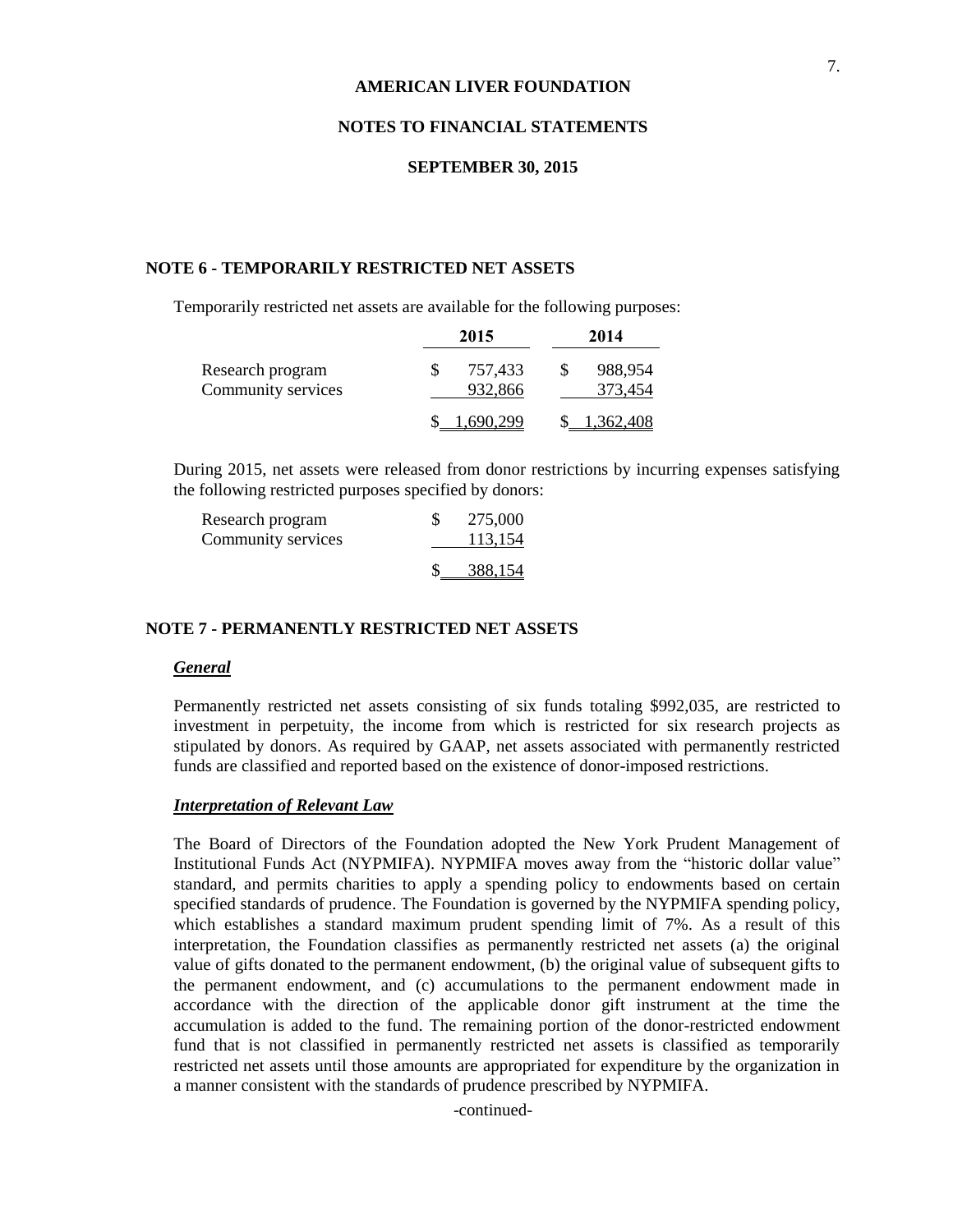# AMERICAN LIVER FOUNDATION

## NOTES TO FINANCIAL STATEMENTS

## SEPTEMBER 30, 2015

### NOTE 6 - TEMPORARILY RESTRICTED NET ASSETS

Temporarily restricted net assets are available for the following purposes:

| | 2015 | 2014 |
|---|---|---|
| Research program | $ 757,433 | $ 988,954 |
| Community services | 932,866 | 373,454 |
| | $ 1,690,299 | $ 1,362,408 |

During 2015, net assets were released from donor restrictions by incurring expenses satisfying the following restricted purposes specified by donors:

| | |
|---|---|
| Research program | $ 275,000 |
| Community services | 113,154 |
| | $ 388,154 |

### NOTE 7 - PERMANENTLY RESTRICTED NET ASSETS

***General***

Permanently restricted net assets consisting of six funds totaling $992,035, are restricted to investment in perpetuity, the income from which is restricted for six research projects as stipulated by donors. As required by GAAP, net assets associated with permanently restricted funds are classified and reported based on the existence of donor-imposed restrictions.

***Interpretation of Relevant Law***

The Board of Directors of the Foundation adopted the New York Prudent Management of Institutional Funds Act (NYPMIFA). NYPMIFA moves away from the "historic dollar value" standard, and permits charities to apply a spending policy to endowments based on certain specified standards of prudence. The Foundation is governed by the NYPMIFA spending policy, which establishes a standard maximum prudent spending limit of 7%. As a result of this interpretation, the Foundation classifies as permanently restricted net assets (a) the original value of gifts donated to the permanent endowment, (b) the original value of subsequent gifts to the permanent endowment, and (c) accumulations to the permanent endowment made in accordance with the direction of the applicable donor gift instrument at the time the accumulation is added to the fund. The remaining portion of the donor-restricted endowment fund that is not classified in permanently restricted net assets is classified as temporarily restricted net assets until those amounts are appropriated for expenditure by the organization in a manner consistent with the standards of prudence prescribed by NYPMIFA.

-continued-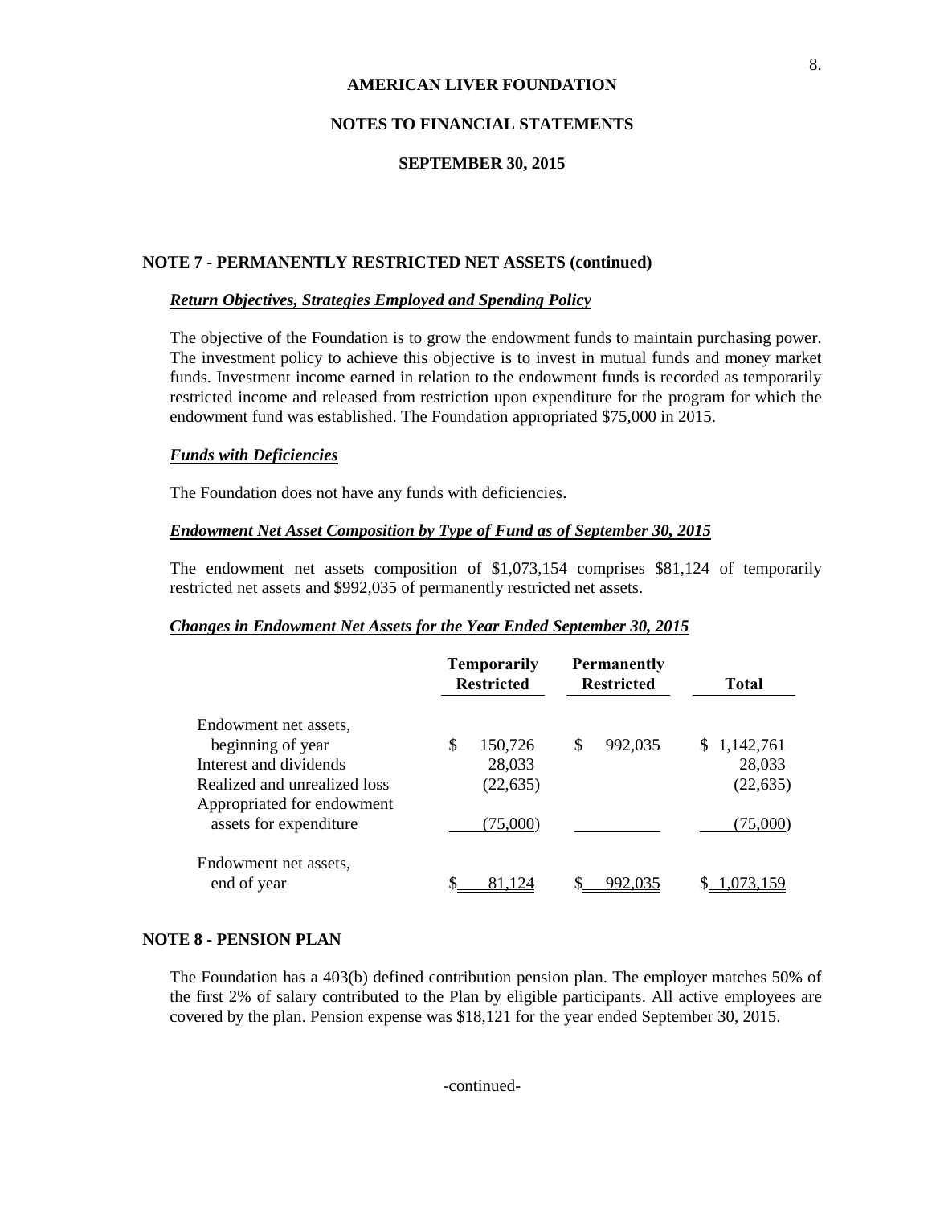AMERICAN LIVER FOUNDATION

NOTES TO FINANCIAL STATEMENTS

SEPTEMBER 30, 2015

## NOTE 7 - PERMANENTLY RESTRICTED NET ASSETS (continued)

### *Return Objectives, Strategies Employed and Spending Policy*

The objective of the Foundation is to grow the endowment funds to maintain purchasing power. The investment policy to achieve this objective is to invest in mutual funds and money market funds. Investment income earned in relation to the endowment funds is recorded as temporarily restricted income and released from restriction upon expenditure for the program for which the endowment fund was established. The Foundation appropriated $75,000 in 2015.

### *Funds with Deficiencies*

The Foundation does not have any funds with deficiencies.

### *Endowment Net Asset Composition by Type of Fund as of September 30, 2015*

The endowment net assets composition of $1,073,154 comprises $81,124 of temporarily restricted net assets and $992,035 of permanently restricted net assets.

### *Changes in Endowment Net Assets for the Year Ended September 30, 2015*

| | Temporarily Restricted | Permanently Restricted | Total |
|---|---|---|---|
| Endowment net assets, beginning of year | $ 150,726 | $ 992,035 | $ 1,142,761 |
| Interest and dividends | 28,033 | | 28,033 |
| Realized and unrealized loss | (22,635) | | (22,635) |
| Appropriated for endowment assets for expenditure | (75,000) | | (75,000) |
| Endowment net assets, end of year | $ 81,124 | $ 992,035 | $ 1,073,159 |

## NOTE 8 - PENSION PLAN

The Foundation has a 403(b) defined contribution pension plan. The employer matches 50% of the first 2% of salary contributed to the Plan by eligible participants. All active employees are covered by the plan. Pension expense was $18,121 for the year ended September 30, 2015.

-continued-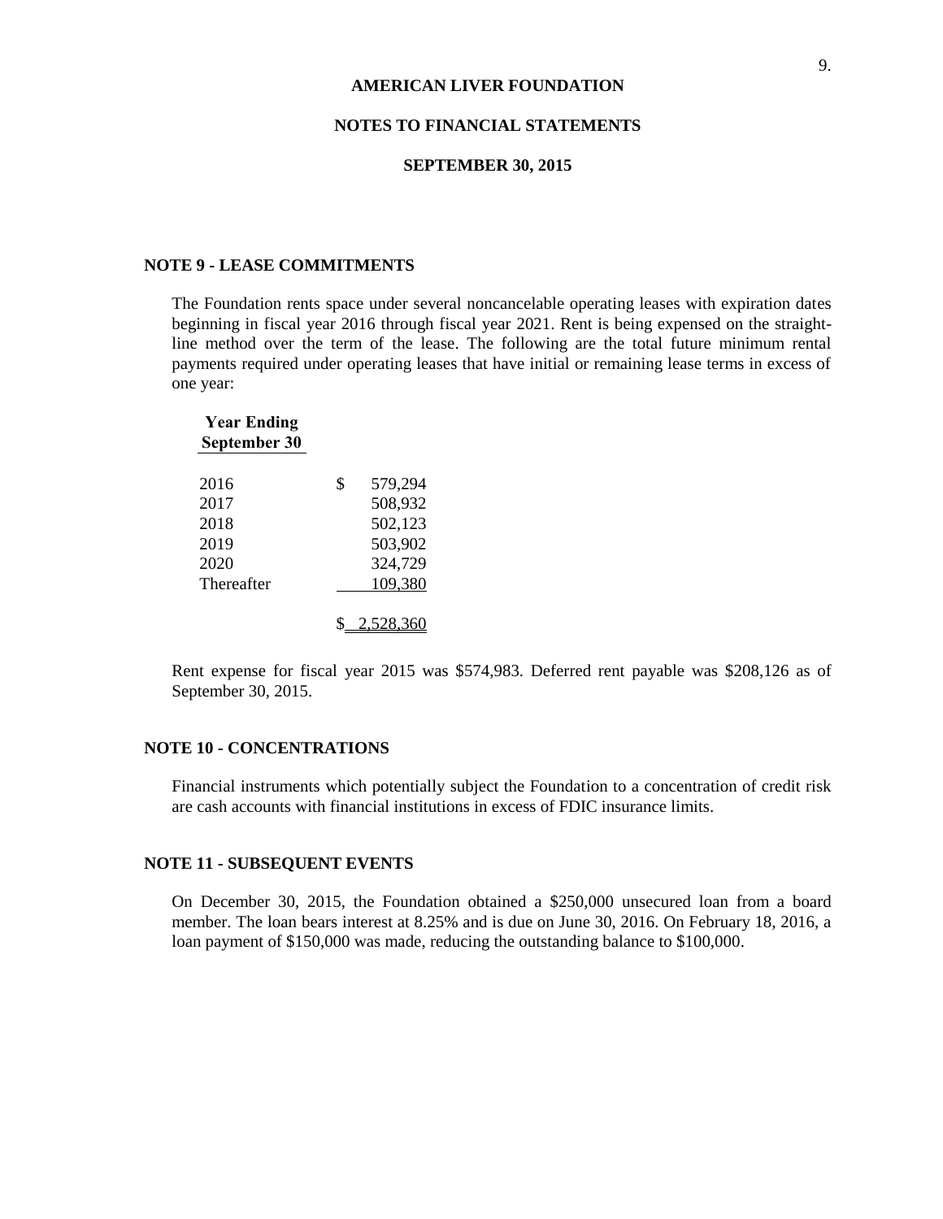**AMERICAN LIVER FOUNDATION**

**NOTES TO FINANCIAL STATEMENTS**

**SEPTEMBER 30, 2015**

## NOTE 9 - LEASE COMMITMENTS

The Foundation rents space under several noncancelable operating leases with expiration dates beginning in fiscal year 2016 through fiscal year 2021. Rent is being expensed on the straight-line method over the term of the lease. The following are the total future minimum rental payments required under operating leases that have initial or remaining lease terms in excess of one year:

| Year Ending September 30 | |
|---|---|
| 2016 | $ 579,294 |
| 2017 | 508,932 |
| 2018 | 502,123 |
| 2019 | 503,902 |
| 2020 | 324,729 |
| Thereafter | 109,380 |
| | $ 2,528,360 |

Rent expense for fiscal year 2015 was $574,983. Deferred rent payable was $208,126 as of September 30, 2015.

## NOTE 10 - CONCENTRATIONS

Financial instruments which potentially subject the Foundation to a concentration of credit risk are cash accounts with financial institutions in excess of FDIC insurance limits.

## NOTE 11 - SUBSEQUENT EVENTS

On December 30, 2015, the Foundation obtained a $250,000 unsecured loan from a board member. The loan bears interest at 8.25% and is due on June 30, 2016. On February 18, 2016, a loan payment of $150,000 was made, reducing the outstanding balance to $100,000.